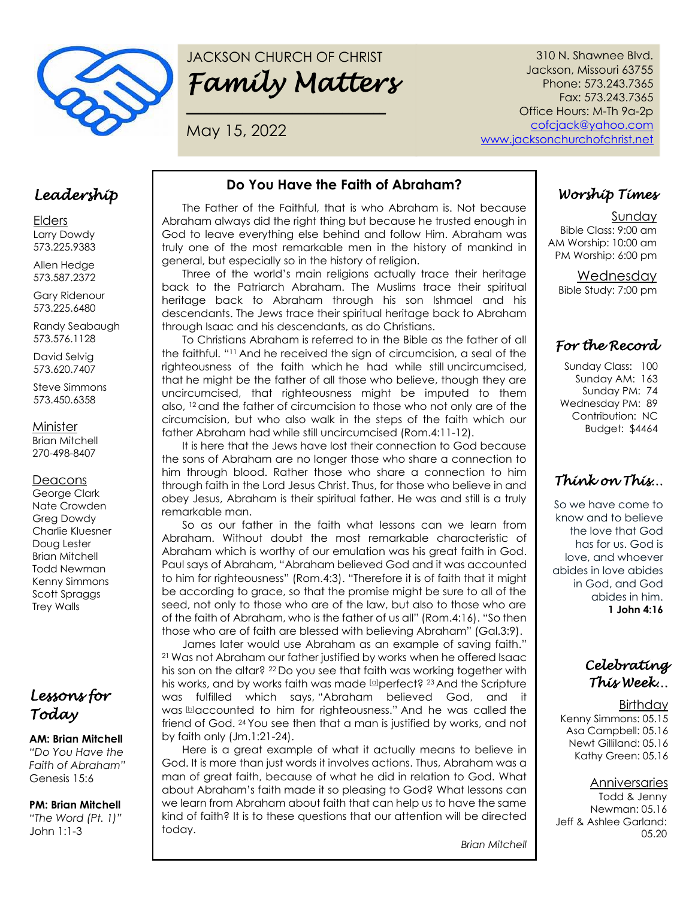JACKSON CHURCH OF CHRIST

# *Family Matters*

May 15, 2022

310 N. Shawnee Blvd.
Jackson, Missouri 63755
Phone: 573.243.7365
Fax: 573.243.7365
Office Hours: M-Th 9a-2p
cofcjack@yahoo.com
www.jacksonchurchofchrist.net

## *Leadership*

Elders
Larry Dowdy
573.225.9383

Allen Hedge
573.587.2372

Gary Ridenour
573.225.6480

Randy Seabaugh
573.576.1128

David Selvig
573.620.7407

Steve Simmons
573.450.6358

Minister
Brian Mitchell
270-498-8407

Deacons
George Clark
Nate Crowden
Greg Dowdy
Charlie Kluesner
Doug Lester
Brian Mitchell
Todd Newman
Kenny Simmons
Scott Spraggs
Trey Walls

## *Lessons for Today*

**AM: Brian Mitchell**
*"Do You Have the Faith of Abraham"*
Genesis 15:6

**PM: Brian Mitchell**
*"The Word (Pt. 1)"*
John 1:1-3

## Do You Have the Faith of Abraham?

The Father of the Faithful, that is who Abraham is. Not because Abraham always did the right thing but because he trusted enough in God to leave everything else behind and follow Him. Abraham was truly one of the most remarkable men in the history of mankind in general, but especially so in the history of religion.

Three of the world's main religions actually trace their heritage back to the Patriarch Abraham. The Muslims trace their spiritual heritage back to Abraham through his son Ishmael and his descendants. The Jews trace their spiritual heritage back to Abraham through Isaac and his descendants, as do Christians.

To Christians Abraham is referred to in the Bible as the father of all the faithful. "[11] And he received the sign of circumcision, a seal of the righteousness of the faith which he had while still uncircumcised, that he might be the father of all those who believe, though they are uncircumcised, that righteousness might be imputed to them also, [12] and the father of circumcision to those who not only are of the circumcision, but who also walk in the steps of the faith which our father Abraham had while still uncircumcised (Rom.4:11-12).

It is here that the Jews have lost their connection to God because the sons of Abraham are no longer those who share a connection to him through blood. Rather those who share a connection to him through faith in the Lord Jesus Christ. Thus, for those who believe in and obey Jesus, Abraham is their spiritual father. He was and still is a truly remarkable man.

So as our father in the faith what lessons can we learn from Abraham. Without doubt the most remarkable characteristic of Abraham which is worthy of our emulation was his great faith in God. Paul says of Abraham, "Abraham believed God and it was accounted to him for righteousness" (Rom.4:3). "Therefore it is of faith that it might be according to grace, so that the promise might be sure to all of the seed, not only to those who are of the law, but also to those who are of the faith of Abraham, who is the father of us all" (Rom.4:16). "So then those who are of faith are blessed with believing Abraham" (Gal.3:9).

James later would use Abraham as an example of saving faith." [21] Was not Abraham our father justified by works when he offered Isaac his son on the altar? [22] Do you see that faith was working together with his works, and by works faith was made [a]perfect? [23] And the Scripture was fulfilled which says, "Abraham believed God, and it was [b]accounted to him for righteousness." And he was called the friend of God. [24] You see then that a man is justified by works, and not by faith only (Jm.1:21-24).

Here is a great example of what it actually means to believe in God. It is more than just words it involves actions. Thus, Abraham was a man of great faith, because of what he did in relation to God. What about Abraham's faith made it so pleasing to God? What lessons can we learn from Abraham about faith that can help us to have the same kind of faith? It is to these questions that our attention will be directed today.

*Brian Mitchell*

## *Worship Times*

Sunday
Bible Class: 9:00 am
AM Worship: 10:00 am
PM Worship: 6:00 pm

Wednesday
Bible Study: 7:00 pm

## *For the Record*

Sunday Class: 100
Sunday AM: 163
Sunday PM: 74
Wednesday PM: 89
Contribution: NC
Budget: $4464

## *Think on This...*

So we have come to know and to believe the love that God has for us. God is love, and whoever abides in love abides in God, and God abides in him.
**1 John 4:16**

## *Celebrating This Week...*

Birthday
Kenny Simmons: 05.15
Asa Campbell: 05.16
Newt Gilliland: 05.16
Kathy Green: 05.16

Anniversaries
Todd & Jenny Newman: 05.16
Jeff & Ashlee Garland: 05.20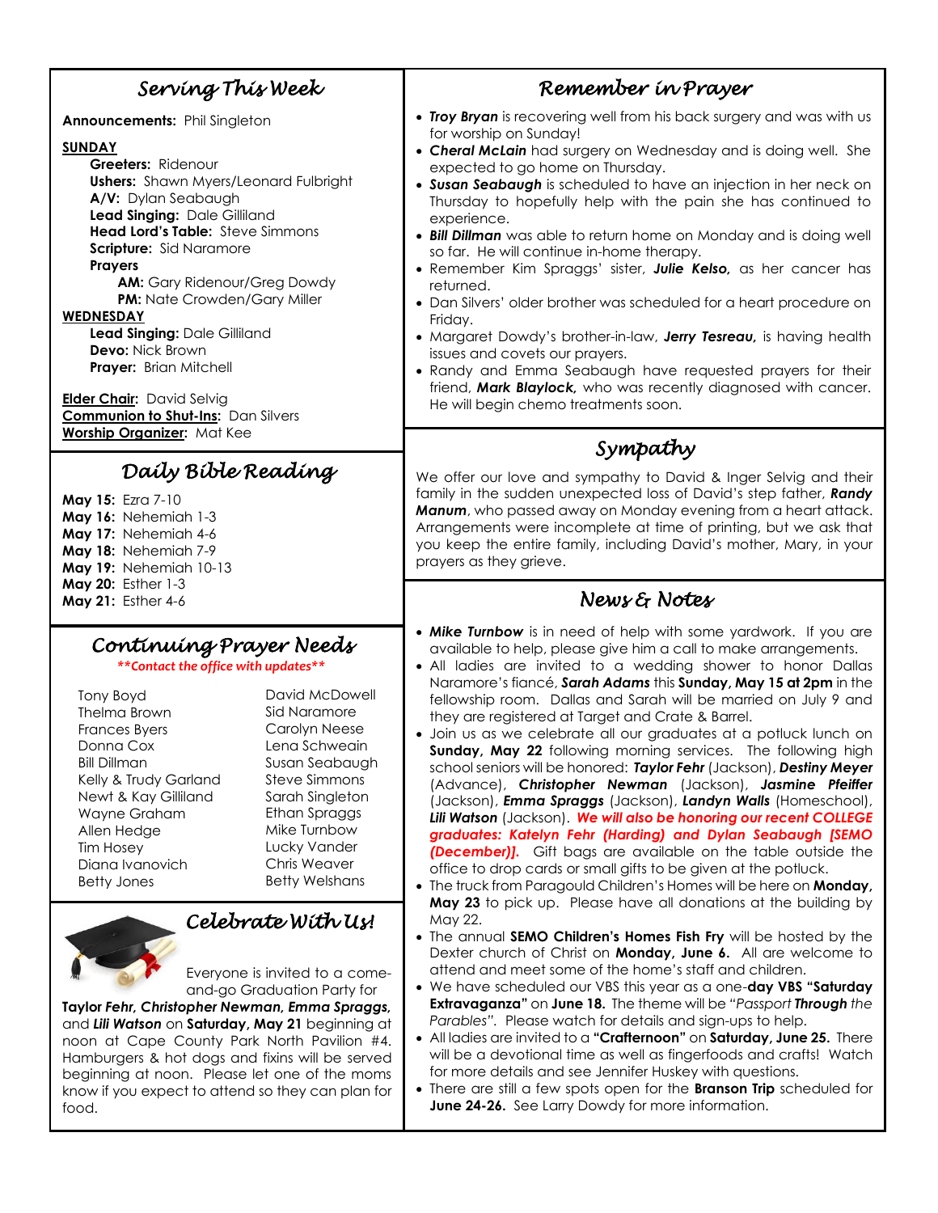## Serving This Week

**Announcements:** Phil Singleton

**SUNDAY**

**Greeters:** Ridenour
**Ushers:** Shawn Myers/Leonard Fulbright
**A/V:** Dylan Seabaugh
**Lead Singing:** Dale Gilliland
**Head Lord's Table:** Steve Simmons
**Scripture:** Sid Naramore
**Prayers**
**AM:** Gary Ridenour/Greg Dowdy
**PM:** Nate Crowden/Gary Miller

**WEDNESDAY**

**Lead Singing:** Dale Gilliland
**Devo:** Nick Brown
**Prayer:** Brian Mitchell

**Elder Chair:** David Selvig
**Communion to Shut-Ins:** Dan Silvers
**Worship Organizer:** Mat Kee

## Daily Bible Reading

**May 15:** Ezra 7-10
**May 16:** Nehemiah 1-3
**May 17:** Nehemiah 4-6
**May 18:** Nehemiah 7-9
**May 19:** Nehemiah 10-13
**May 20:** Esther 1-3
**May 21:** Esther 4-6

## Continuing Prayer Needs

***Contact the office with updates***

| | |
|---|---|
| Tony Boyd | David McDowell |
| Thelma Brown | Sid Naramore |
| Frances Byers | Carolyn Neese |
| Donna Cox | Lena Schweain |
| Bill Dillman | Susan Seabaugh |
| Kelly & Trudy Garland | Steve Simmons |
| Newt & Kay Gilliland | Sarah Singleton |
| Wayne Graham | Ethan Spraggs |
| Allen Hedge | Mike Turnbow |
| Tim Hosey | Lucky Vander |
| Diana Ivanovich | Chris Weaver |
| Betty Jones | Betty Welshans |

## Celebrate With Us!

Everyone is invited to a come-and-go Graduation Party for **Taylor Fehr, Christopher Newman, Emma Spraggs,** and ***Lili Watson*** on **Saturday, May 21** beginning at noon at Cape County Park North Pavilion #4. Hamburgers & hot dogs and fixins will be served beginning at noon. Please let one of the moms know if you expect to attend so they can plan for food.

## Remember in Prayer

- ***Troy Bryan*** is recovering well from his back surgery and was with us for worship on Sunday!
- ***Cheral McLain*** had surgery on Wednesday and is doing well. She expected to go home on Thursday.
- ***Susan Seabaugh*** is scheduled to have an injection in her neck on Thursday to hopefully help with the pain she has continued to experience.
- ***Bill Dillman*** was able to return home on Monday and is doing well so far. He will continue in-home therapy.
- Remember Kim Spraggs' sister, ***Julie Kelso,*** as her cancer has returned.
- Dan Silvers' older brother was scheduled for a heart procedure on Friday.
- Margaret Dowdy's brother-in-law, ***Jerry Tesreau,*** is having health issues and covets our prayers.
- Randy and Emma Seabaugh have requested prayers for their friend, ***Mark Blaylock,*** who was recently diagnosed with cancer. He will begin chemo treatments soon.

## Sympathy

We offer our love and sympathy to David & Inger Selvig and their family in the sudden unexpected loss of David's step father, ***Randy Manum***, who passed away on Monday evening from a heart attack. Arrangements were incomplete at time of printing, but we ask that you keep the entire family, including David's mother, Mary, in your prayers as they grieve.

## News & Notes

- ***Mike Turnbow*** is in need of help with some yardwork. If you are available to help, please give him a call to make arrangements.
- All ladies are invited to a wedding shower to honor Dallas Naramore's fiancé, ***Sarah Adams*** this **Sunday, May 15 at 2pm** in the fellowship room. Dallas and Sarah will be married on July 9 and they are registered at Target and Crate & Barrel.
- Join us as we celebrate all our graduates at a potluck lunch on **Sunday, May 22** following morning services. The following high school seniors will be honored: ***Taylor Fehr*** (Jackson), ***Destiny Meyer*** (Advance), ***Christopher Newman*** (Jackson), ***Jasmine Pfeiffer*** (Jackson), ***Emma Spraggs*** (Jackson), ***Landyn Walls*** (Homeschool), ***Lili Watson*** (Jackson). ***We will also be honoring our recent COLLEGE graduates: Katelyn Fehr (Harding) and Dylan Seabaugh [SEMO (December)].*** Gift bags are available on the table outside the office to drop cards or small gifts to be given at the potluck.
- The truck from Paragould Children's Homes will be here on **Monday, May 23** to pick up. Please have all donations at the building by May 22.
- The annual **SEMO Children's Homes Fish Fry** will be hosted by the Dexter church of Christ on **Monday, June 6.** All are welcome to attend and meet some of the home's staff and children.
- We have scheduled our VBS this year as a one-**day VBS "Saturday Extravaganza"** on **June 18.** The theme will be *"Passport **Through** the Parables"*. Please watch for details and sign-ups to help.
- All ladies are invited to a **"Crafternoon"** on **Saturday, June 25.** There will be a devotional time as well as fingerfoods and crafts! Watch for more details and see Jennifer Huskey with questions.
- There are still a few spots open for the **Branson Trip** scheduled for **June 24-26.** See Larry Dowdy for more information.